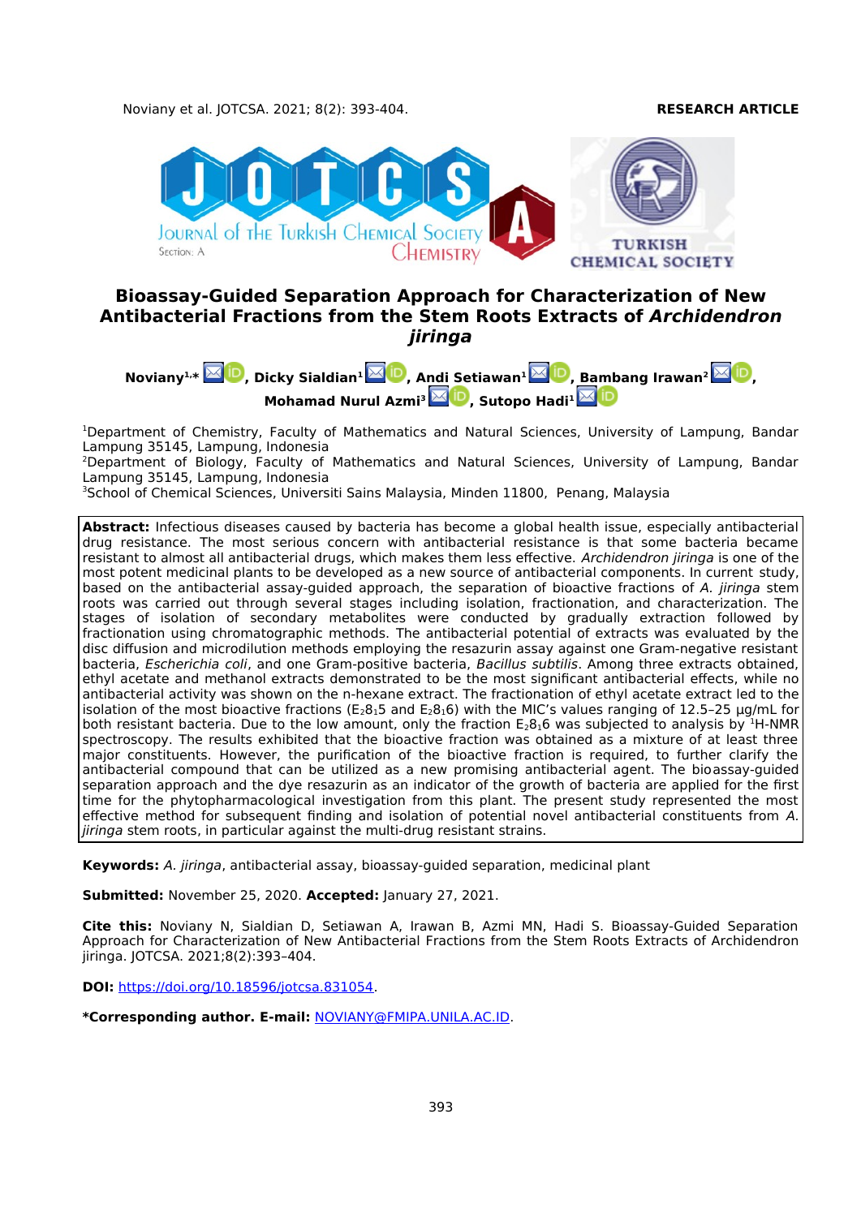**RESEARCH ARTICLE**

# Bioassay-Guided Separation Approach for Characterization of New Antibacterial Fractions from the Stem Roots Extracts of *Archidendron jiringa*

**Noviany[1,*], Dicky Sialdian[1], Andi Setiawan[1], Bambang Irawan[2], Mohamad Nurul Azmi[3], Sutopo Hadi[1]**

[1]Department of Chemistry, Faculty of Mathematics and Natural Sciences, University of Lampung, Bandar Lampung 35145, Lampung, Indonesia

[2]Department of Biology, Faculty of Mathematics and Natural Sciences, University of Lampung, Bandar Lampung 35145, Lampung, Indonesia

[3]School of Chemical Sciences, Universiti Sains Malaysia, Minden 11800, Penang, Malaysia

**Abstract:** Infectious diseases caused by bacteria has become a global health issue, especially antibacterial drug resistance. The most serious concern with antibacterial resistance is that some bacteria became resistant to almost all antibacterial drugs, which makes them less effective. *Archidendron jiringa* is one of the most potent medicinal plants to be developed as a new source of antibacterial components. In current study, based on the antibacterial assay-guided approach, the separation of bioactive fractions of *A. jiringa* stem roots was carried out through several stages including isolation, fractionation, and characterization. The stages of isolation of secondary metabolites were conducted by gradually extraction followed by fractionation using chromatographic methods. The antibacterial potential of extracts was evaluated by the disc diffusion and microdilution methods employing the resazurin assay against one Gram-negative resistant bacteria, *Escherichia coli*, and one Gram-positive bacteria, *Bacillus subtilis*. Among three extracts obtained, ethyl acetate and methanol extracts demonstrated to be the most significant antibacterial effects, while no antibacterial activity was shown on the n-hexane extract. The fractionation of ethyl acetate extract led to the isolation of the most bioactive fractions ($E_28_15$ and $E_28_16$) with the MIC's values ranging of 12.5–25 µg/mL for both resistant bacteria. Due to the low amount, only the fraction $E_28_16$ was subjected to analysis by $^1$H-NMR spectroscopy. The results exhibited that the bioactive fraction was obtained as a mixture of at least three major constituents. However, the purification of the bioactive fraction is required, to further clarify the antibacterial compound that can be utilized as a new promising antibacterial agent. The bioassay-guided separation approach and the dye resazurin as an indicator of the growth of bacteria are applied for the first time for the phytopharmacological investigation from this plant. The present study represented the most effective method for subsequent finding and isolation of potential novel antibacterial constituents from *A. jiringa* stem roots, in particular against the multi-drug resistant strains.

**Keywords:** *A. jiringa*, antibacterial assay, bioassay-guided separation, medicinal plant

**Submitted:** November 25, 2020. **Accepted:** January 27, 2021.

**Cite this:** Noviany N, Sialdian D, Setiawan A, Irawan B, Azmi MN, Hadi S. Bioassay-Guided Separation Approach for Characterization of New Antibacterial Fractions from the Stem Roots Extracts of Archidendron jiringa. JOTCSA. 2021;8(2):393–404.

**DOI:** https://doi.org/10.18596/jotcsa.831054.

***Corresponding author. E-mail:** NOVIANY@FMIPA.UNILA.AC.ID.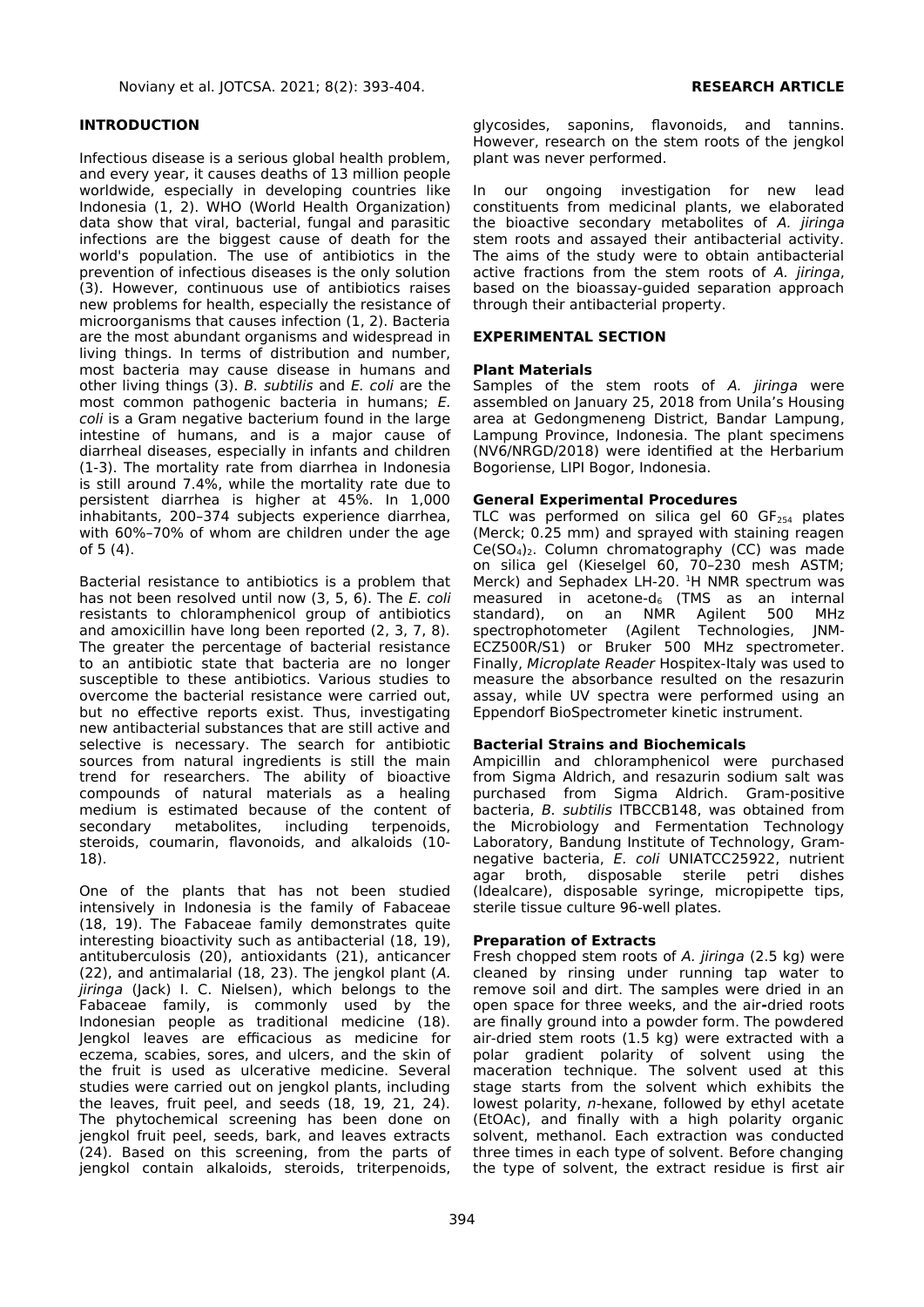## INTRODUCTION

Infectious disease is a serious global health problem, and every year, it causes deaths of 13 million people worldwide, especially in developing countries like Indonesia (1, 2). WHO (World Health Organization) data show that viral, bacterial, fungal and parasitic infections are the biggest cause of death for the world's population. The use of antibiotics in the prevention of infectious diseases is the only solution (3). However, continuous use of antibiotics raises new problems for health, especially the resistance of microorganisms that causes infection (1, 2). Bacteria are the most abundant organisms and widespread in living things. In terms of distribution and number, most bacteria may cause disease in humans and other living things (3). *B. subtilis* and *E. coli* are the most common pathogenic bacteria in humans; *E. coli* is a Gram negative bacterium found in the large intestine of humans, and is a major cause of diarrheal diseases, especially in infants and children (1-3). The mortality rate from diarrhea in Indonesia is still around 7.4%, while the mortality rate due to persistent diarrhea is higher at 45%. In 1,000 inhabitants, 200–374 subjects experience diarrhea, with 60%–70% of whom are children under the age of 5 (4).

Bacterial resistance to antibiotics is a problem that has not been resolved until now (3, 5, 6). The *E. coli* resistants to chloramphenicol group of antibiotics and amoxicillin have long been reported (2, 3, 7, 8). The greater the percentage of bacterial resistance to an antibiotic state that bacteria are no longer susceptible to these antibiotics. Various studies to overcome the bacterial resistance were carried out, but no effective reports exist. Thus, investigating new antibacterial substances that are still active and selective is necessary. The search for antibiotic sources from natural ingredients is still the main trend for researchers. The ability of bioactive compounds of natural materials as a healing medium is estimated because of the content of secondary metabolites, including terpenoids, steroids, coumarin, flavonoids, and alkaloids (10-18).

One of the plants that has not been studied intensively in Indonesia is the family of Fabaceae (18, 19). The Fabaceae family demonstrates quite interesting bioactivity such as antibacterial (18, 19), antituberculosis (20), antioxidants (21), anticancer (22), and antimalarial (18, 23). The jengkol plant (*A. jiringa* (Jack) I. C. Nielsen), which belongs to the Fabaceae family, is commonly used by the Indonesian people as traditional medicine (18). Jengkol leaves are efficacious as medicine for eczema, scabies, sores, and ulcers, and the skin of the fruit is used as ulcerative medicine. Several studies were carried out on jengkol plants, including the leaves, fruit peel, and seeds (18, 19, 21, 24). The phytochemical screening has been done on jengkol fruit peel, seeds, bark, and leaves extracts (24). Based on this screening, from the parts of jengkol contain alkaloids, steroids, triterpenoids, glycosides, saponins, flavonoids, and tannins. However, research on the stem roots of the jengkol plant was never performed.

In our ongoing investigation for new lead constituents from medicinal plants, we elaborated the bioactive secondary metabolites of *A. jiringa* stem roots and assayed their antibacterial activity. The aims of the study were to obtain antibacterial active fractions from the stem roots of *A. jiringa*, based on the bioassay-guided separation approach through their antibacterial property.

## EXPERIMENTAL SECTION

### Plant Materials

Samples of the stem roots of *A. jiringa* were assembled on January 25, 2018 from Unila's Housing area at Gedongmeneng District, Bandar Lampung, Lampung Province, Indonesia. The plant specimens (NV6/NRGD/2018) were identified at the Herbarium Bogoriense, LIPI Bogor, Indonesia.

### General Experimental Procedures

TLC was performed on silica gel 60 $GF_{254}$ plates (Merck; 0.25 mm) and sprayed with staining reagen $Ce(SO_4)_2$. Column chromatography (CC) was made on silica gel (Kieselgel 60, 70–230 mesh ASTM; Merck) and Sephadex LH-20. $^1H$ NMR spectrum was measured in acetone-$d_6$ (TMS as an internal standard), on an NMR Agilent 500 MHz spectrophotometer (Agilent Technologies, JNM-ECZ500R/S1) or Bruker 500 MHz spectrometer. Finally, *Microplate Reader* Hospitex-Italy was used to measure the absorbance resulted on the resazurin assay, while UV spectra were performed using an Eppendorf BioSpectrometer kinetic instrument.

### Bacterial Strains and Biochemicals

Ampicillin and chloramphenicol were purchased from Sigma Aldrich, and resazurin sodium salt was purchased from Sigma Aldrich. Gram-positive bacteria, *B. subtilis* ITBCCB148, was obtained from the Microbiology and Fermentation Technology Laboratory, Bandung Institute of Technology, Gram-negative bacteria, *E. coli* UNIATCC25922, nutrient agar broth, disposable sterile petri dishes (Idealcare), disposable syringe, micropipette tips, sterile tissue culture 96-well plates.

### Preparation of Extracts

Fresh chopped stem roots of *A. jiringa* (2.5 kg) were cleaned by rinsing under running tap water to remove soil and dirt. The samples were dried in an open space for three weeks, and the air-dried roots are finally ground into a powder form. The powdered air-dried stem roots (1.5 kg) were extracted with a polar gradient polarity of solvent using the maceration technique. The solvent used at this stage starts from the solvent which exhibits the lowest polarity, *n*-hexane, followed by ethyl acetate (EtOAc), and finally with a high polarity organic solvent, methanol. Each extraction was conducted three times in each type of solvent. Before changing the type of solvent, the extract residue is first air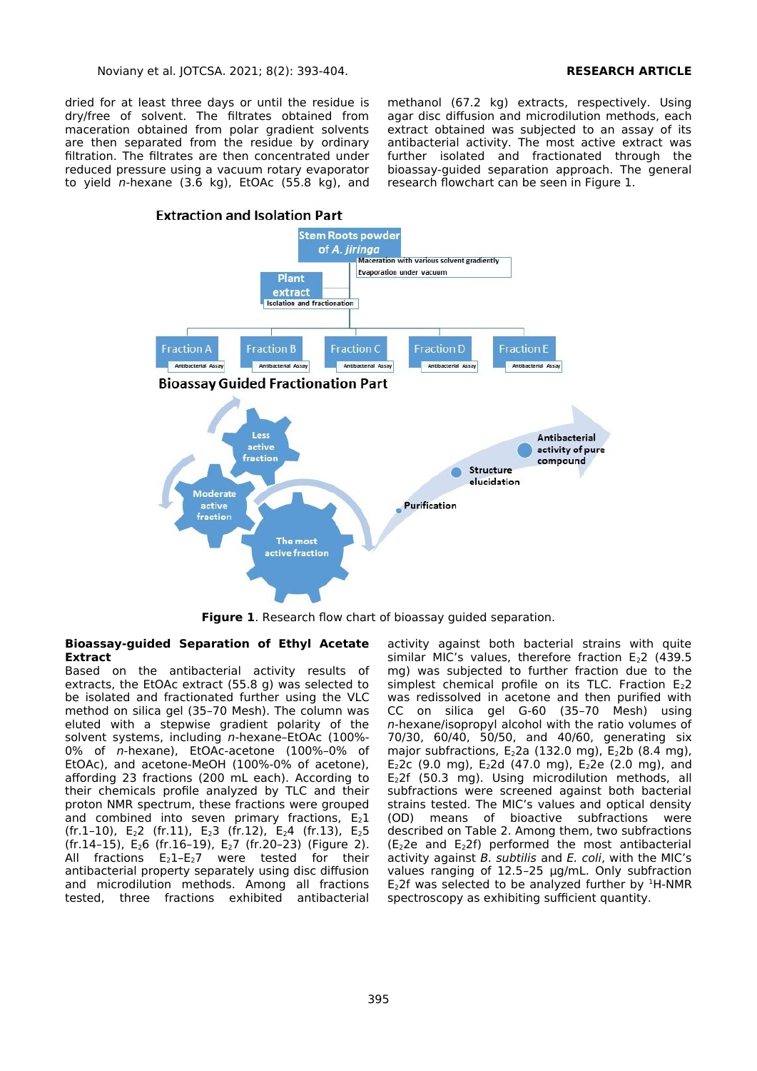dried for at least three days or until the residue is dry/free of solvent. The filtrates obtained from maceration obtained from polar gradient solvents are then separated from the residue by ordinary filtration. The filtrates are then concentrated under reduced pressure using a vacuum rotary evaporator to yield *n*-hexane (3.6 kg), EtOAc (55.8 kg), and methanol (67.2 kg) extracts, respectively. Using agar disc diffusion and microdilution methods, each extract obtained was subjected to an assay of its antibacterial activity. The most active extract was further isolated and fractionated through the bioassay-guided separation approach. The general research flowchart can be seen in Figure 1.

**Figure 1**. Research flow chart of bioassay guided separation.

**Bioassay-guided Separation of Ethyl Acetate Extract**

Based on the antibacterial activity results of extracts, the EtOAc extract (55.8 g) was selected to be isolated and fractionated further using the VLC method on silica gel (35–70 Mesh). The column was eluted with a stepwise gradient polarity of the solvent systems, including *n*-hexane–EtOAc (100%-0% of *n*-hexane), EtOAc-acetone (100%–0% of EtOAc), and acetone-MeOH (100%-0% of acetone), affording 23 fractions (200 mL each). According to their chemicals profile analyzed by TLC and their proton NMR spectrum, these fractions were grouped and combined into seven primary fractions, $E_2 1$ (fr.1–10), $E_2 2$ (fr.11), $E_2 3$ (fr.12), $E_2 4$ (fr.13), $E_2 5$ (fr.14–15), $E_2 6$ (fr.16–19), $E_2 7$ (fr.20–23) (Figure 2). All fractions $E_2 1$–$E_2 7$ were tested for their antibacterial property separately using disc diffusion and microdilution methods. Among all fractions tested, three fractions exhibited antibacterial activity against both bacterial strains with quite similar MIC's values, therefore fraction $E_2 2$ (439.5 mg) was subjected to further fraction due to the simplest chemical profile on its TLC. Fraction $E_2 2$ was redissolved in acetone and then purified with CC on silica gel G-60 (35–70 Mesh) using *n*-hexane/isopropyl alcohol with the ratio volumes of 70/30, 60/40, 50/50, and 40/60, generating six major subfractions, $E_2 2a$ (132.0 mg), $E_2 2b$ (8.4 mg), $E_2 2c$ (9.0 mg), $E_2 2d$ (47.0 mg), $E_2 2e$ (2.0 mg), and $E_2 2f$ (50.3 mg). Using microdilution methods, all subfractions were screened against both bacterial strains tested. The MIC's values and optical density (OD) means of bioactive subfractions were described on Table 2. Among them, two subfractions ($E_2 2e$ and $E_2 2f$) performed the most antibacterial activity against *B. subtilis* and *E. coli*, with the MIC's values ranging of 12.5–25 µg/mL. Only subfraction $E_2 2f$ was selected to be analyzed further by $^1$H-NMR spectroscopy as exhibiting sufficient quantity.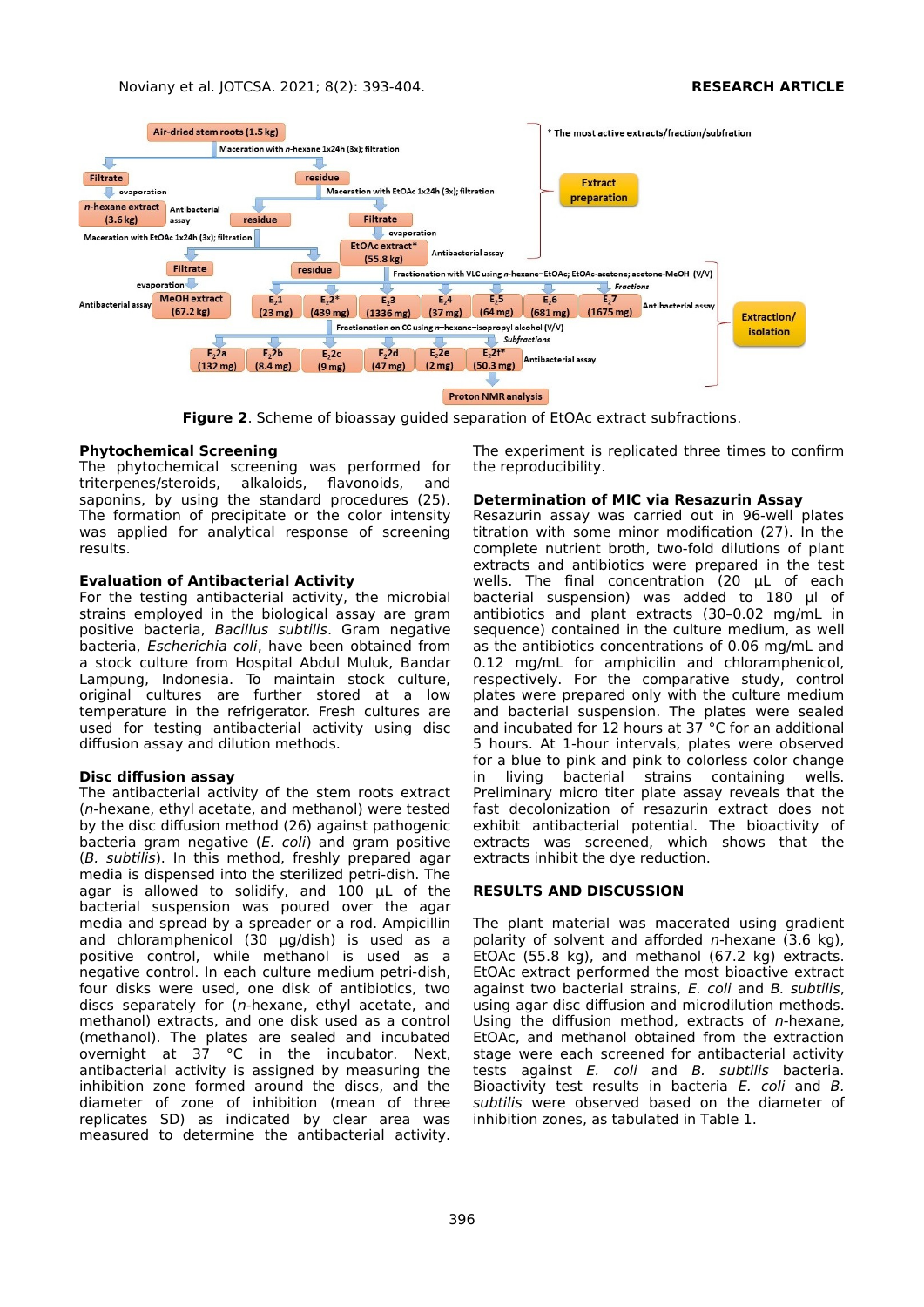**Figure 2**. Scheme of bioassay guided separation of EtOAc extract subfractions.

### Phytochemical Screening

The phytochemical screening was performed for triterpenes/steroids, alkaloids, flavonoids, and saponins, by using the standard procedures (25). The formation of precipitate or the color intensity was applied for analytical response of screening results.

### Evaluation of Antibacterial Activity

For the testing antibacterial activity, the microbial strains employed in the biological assay are gram positive bacteria, *Bacillus subtilis*. Gram negative bacteria, *Escherichia coli*, have been obtained from a stock culture from Hospital Abdul Muluk, Bandar Lampung, Indonesia. To maintain stock culture, original cultures are further stored at a low temperature in the refrigerator. Fresh cultures are used for testing antibacterial activity using disc diffusion assay and dilution methods.

### Disc diffusion assay

The antibacterial activity of the stem roots extract (*n*-hexane, ethyl acetate, and methanol) were tested by the disc diffusion method (26) against pathogenic bacteria gram negative (*E. coli*) and gram positive (*B. subtilis*). In this method, freshly prepared agar media is dispensed into the sterilized petri-dish. The agar is allowed to solidify, and 100 µL of the bacterial suspension was poured over the agar media and spread by a spreader or a rod. Ampicillin and chloramphenicol (30 µg/dish) is used as a positive control, while methanol is used as a negative control. In each culture medium petri-dish, four disks were used, one disk of antibiotics, two discs separately for (*n*-hexane, ethyl acetate, and methanol) extracts, and one disk used as a control (methanol). The plates are sealed and incubated overnight at 37 °C in the incubator. Next, antibacterial activity is assigned by measuring the inhibition zone formed around the discs, and the diameter of zone of inhibition (mean of three replicates SD) as indicated by clear area was measured to determine the antibacterial activity. The experiment is replicated three times to confirm the reproducibility.

### Determination of MIC via Resazurin Assay

Resazurin assay was carried out in 96-well plates titration with some minor modification (27). In the complete nutrient broth, two-fold dilutions of plant extracts and antibiotics were prepared in the test wells. The final concentration (20 µL of each bacterial suspension) was added to 180 µl of antibiotics and plant extracts (30–0.02 mg/mL in sequence) contained in the culture medium, as well as the antibiotics concentrations of 0.06 mg/mL and 0.12 mg/mL for amphicilin and chloramphenicol, respectively. For the comparative study, control plates were prepared only with the culture medium and bacterial suspension. The plates were sealed and incubated for 12 hours at 37 °C for an additional 5 hours. At 1-hour intervals, plates were observed for a blue to pink and pink to colorless color change in living bacterial strains containing wells. Preliminary micro titer plate assay reveals that the fast decolonization of resazurin extract does not exhibit antibacterial potential. The bioactivity of extracts was screened, which shows that the extracts inhibit the dye reduction.

## RESULTS AND DISCUSSION

The plant material was macerated using gradient polarity of solvent and afforded *n*-hexane (3.6 kg), EtOAc (55.8 kg), and methanol (67.2 kg) extracts. EtOAc extract performed the most bioactive extract against two bacterial strains, *E. coli* and *B. subtilis*, using agar disc diffusion and microdilution methods. Using the diffusion method, extracts of *n*-hexane, EtOAc, and methanol obtained from the extraction stage were each screened for antibacterial activity tests against *E. coli* and *B. subtilis* bacteria. Bioactivity test results in bacteria *E. coli* and *B. subtilis* were observed based on the diameter of inhibition zones, as tabulated in Table 1.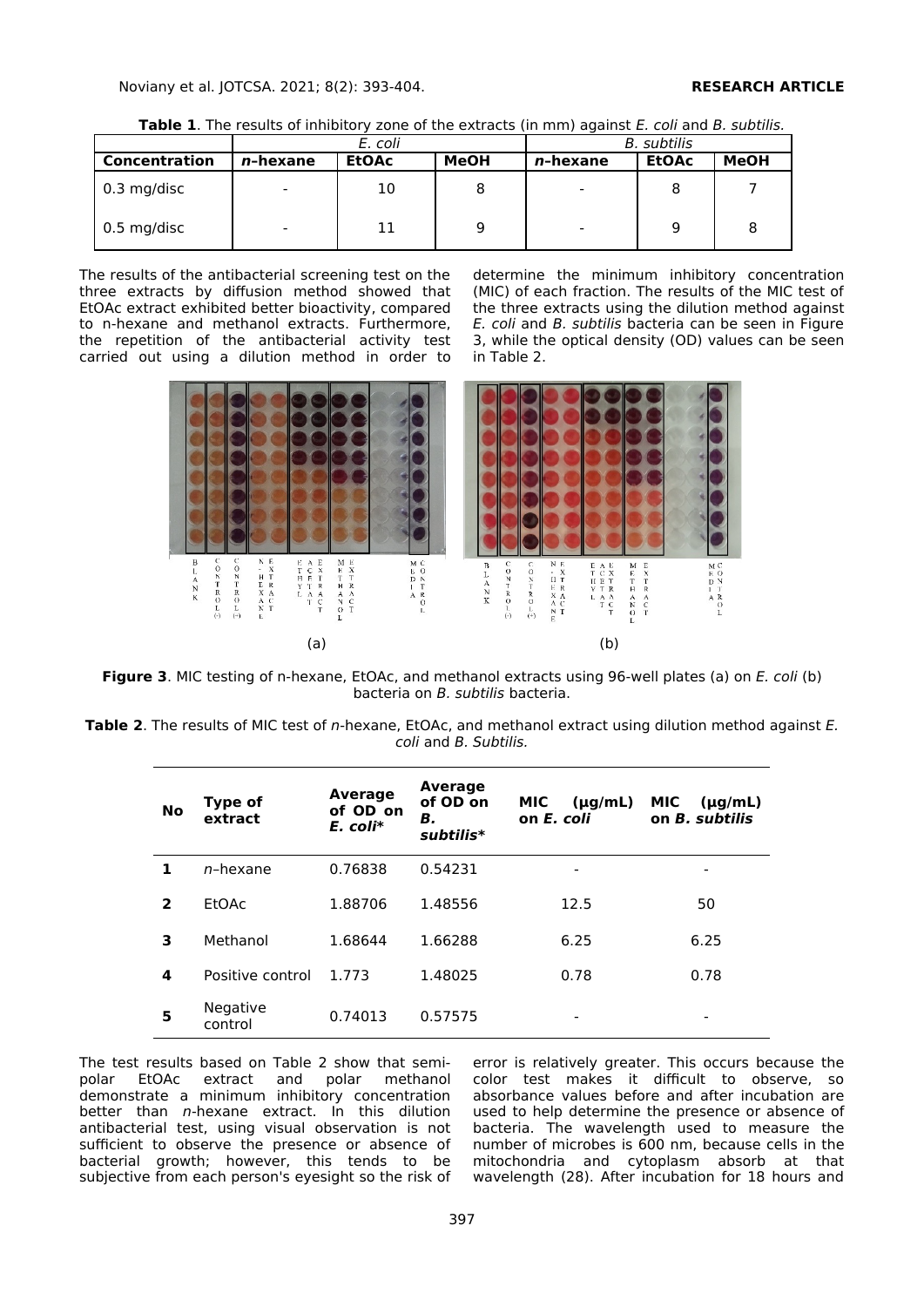**Table 1**. The results of inhibitory zone of the extracts (in mm) against *E. coli* and *B. subtilis*.

| | *E. coli* | | | *B. subtilis* | | |
|---|---|---|---|---|---|---|
| **Concentration** | ***n*-hexane** | **EtOAc** | **MeOH** | ***n*-hexane** | **EtOAc** | **MeOH** |
| 0.3 mg/disc | - | 10 | 8 | - | 8 | 7 |
| 0.5 mg/disc | - | 11 | 9 | - | 9 | 8 |

The results of the antibacterial screening test on the three extracts by diffusion method showed that EtOAc extract exhibited better bioactivity, compared to n-hexane and methanol extracts. Furthermore, the repetition of the antibacterial activity test carried out using a dilution method in order to determine the minimum inhibitory concentration (MIC) of each fraction. The results of the MIC test of the three extracts using the dilution method against *E. coli* and *B. subtilis* bacteria can be seen in Figure 3, while the optical density (OD) values can be seen in Table 2.

**Figure 3**. MIC testing of n-hexane, EtOAc, and methanol extracts using 96-well plates (a) on *E. coli* (b) bacteria on *B. subtilis* bacteria.

**Table 2**. The results of MIC test of *n*-hexane, EtOAc, and methanol extract using dilution method against *E. coli* and *B. Subtilis.*

| No | Type of extract | Average of OD on *E. coli** | Average of OD on *B. subtilis** | MIC (μg/mL) on *E. coli* | MIC (μg/mL) on *B. subtilis* |
|---|---|---|---|---|---|
| **1** | *n*–hexane | 0.76838 | 0.54231 | - | - |
| **2** | EtOAc | 1.88706 | 1.48556 | 12.5 | 50 |
| **3** | Methanol | 1.68644 | 1.66288 | 6.25 | 6.25 |
| **4** | Positive control | 1.773 | 1.48025 | 0.78 | 0.78 |
| **5** | Negative control | 0.74013 | 0.57575 | - | - |

The test results based on Table 2 show that semi-polar EtOAc extract and polar methanol demonstrate a minimum inhibitory concentration better than *n*-hexane extract. In this dilution antibacterial test, using visual observation is not sufficient to observe the presence or absence of bacterial growth; however, this tends to be subjective from each person's eyesight so the risk of error is relatively greater. This occurs because the color test makes it difficult to observe, so absorbance values before and after incubation are used to help determine the presence or absence of bacteria. The wavelength used to measure the number of microbes is 600 nm, because cells in the mitochondria and cytoplasm absorb at that wavelength (28). After incubation for 18 hours and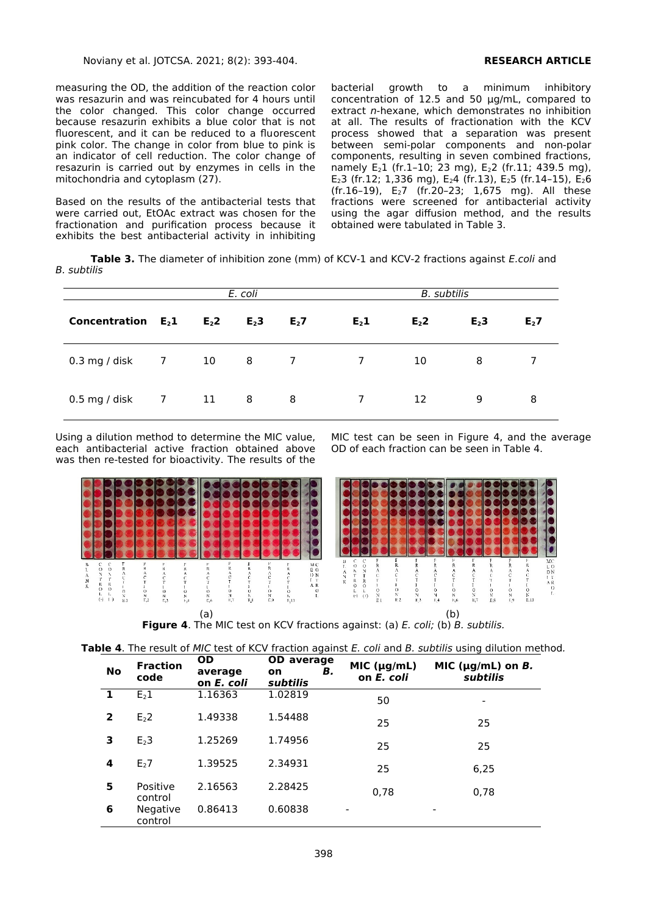measuring the OD, the addition of the reaction color was resazurin and was reincubated for 4 hours until the color changed. This color change occurred because resazurin exhibits a blue color that is not fluorescent, and it can be reduced to a fluorescent pink color. The change in color from blue to pink is an indicator of cell reduction. The color change of resazurin is carried out by enzymes in cells in the mitochondria and cytoplasm (27).

Based on the results of the antibacterial tests that were carried out, EtOAc extract was chosen for the fractionation and purification process because it exhibits the best antibacterial activity in inhibiting bacterial growth to a minimum inhibitory concentration of 12.5 and 50 µg/mL, compared to extract *n*-hexane, which demonstrates no inhibition at all. The results of fractionation with the KCV process showed that a separation was present between semi-polar components and non-polar components, resulting in seven combined fractions, namely $E_2$1 (fr.1–10; 23 mg), $E_2$2 (fr.11; 439.5 mg), $E_2$3 (fr.12; 1,336 mg), $E_2$4 (fr.13), $E_2$5 (fr.14–15), $E_2$6 (fr.16–19), $E_2$7 (fr.20–23; 1,675 mg). All these fractions were screened for antibacterial activity using the agar diffusion method, and the results obtained were tabulated in Table 3.

**Table 3.** The diameter of inhibition zone (mm) of KCV-1 and KCV-2 fractions against *E.coli* and *B. subtilis*

| | *E. coli* | | | | *B. subtilis* | | | |
|---|---|---|---|---|---|---|---|---|
| **Concentration** | **$E_2$1** | **$E_2$2** | **$E_2$3** | **$E_2$7** | **$E_2$1** | **$E_2$2** | **$E_2$3** | **$E_2$7** |
| 0.3 mg / disk | 7 | 10 | 8 | 7 | 7 | 10 | 8 | 7 |
| 0.5 mg / disk | 7 | 11 | 8 | 8 | 7 | 12 | 9 | 8 |

Using a dilution method to determine the MIC value, each antibacterial active fraction obtained above was then re-tested for bioactivity. The results of the MIC test can be seen in Figure 4, and the average OD of each fraction can be seen in Table 4.

**Figure 4**. The MIC test on KCV fractions against: (a) *E. coli;* (b) *B. subtilis.*

**Table 4**. The result of *MIC* test of KCV fraction against *E. coli* and *B. subtilis* using dilution method.

| No | Fraction code | OD average on *E. coli* | OD average on *B. subtilis* | MIC (µg/mL) on *E. coli* | MIC (µg/mL) on *B. subtilis* |
|---|---|---|---|---|---|
| 1 | $E_2$1 | 1.16363 | 1.02819 | 50 | - |
| 2 | $E_2$2 | 1.49338 | 1.54488 | 25 | 25 |
| 3 | $E_2$3 | 1.25269 | 1.74956 | 25 | 25 |
| 4 | $E_2$7 | 1.39525 | 2.34931 | 25 | 6,25 |
| 5 | Positive control | 2.16563 | 2.28425 | 0,78 | 0,78 |
| 6 | Negative control | 0.86413 | 0.60838 | - | - |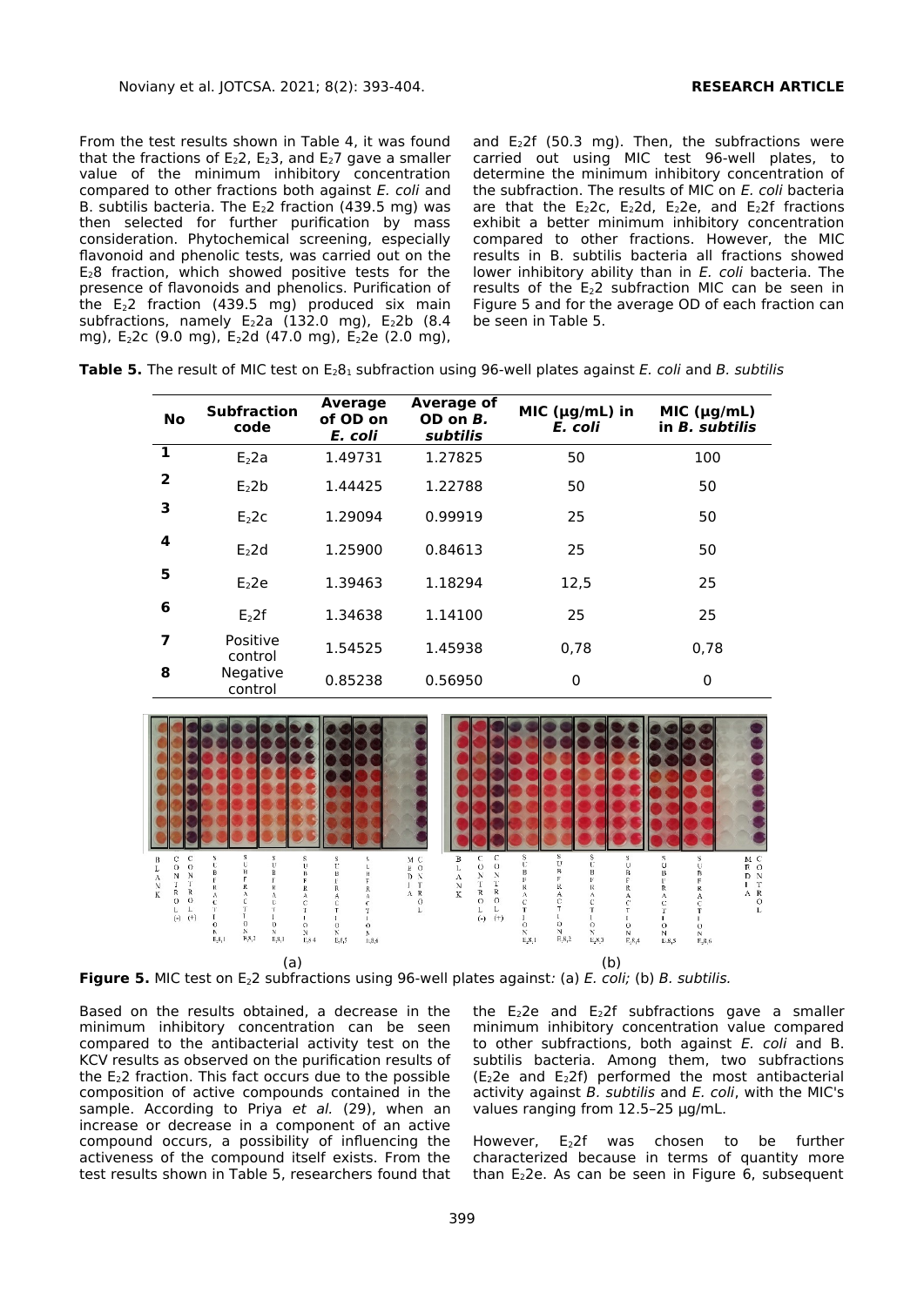From the test results shown in Table 4, it was found that the fractions of $E_22$, $E_23$, and $E_27$ gave a smaller value of the minimum inhibitory concentration compared to other fractions both against *E. coli* and B. subtilis bacteria. The $E_22$ fraction (439.5 mg) was then selected for further purification by mass consideration. Phytochemical screening, especially flavonoid and phenolic tests, was carried out on the $E_28$ fraction, which showed positive tests for the presence of flavonoids and phenolics. Purification of the $E_22$ fraction (439.5 mg) produced six main subfractions, namely $E_22a$ (132.0 mg), $E_22b$ (8.4 mg), $E_22c$ (9.0 mg), $E_22d$ (47.0 mg), $E_22e$ (2.0 mg), and $E_22f$ (50.3 mg). Then, the subfractions were carried out using MIC test 96-well plates, to determine the minimum inhibitory concentration of the subfraction. The results of MIC on *E. coli* bacteria are that the $E_22c$, $E_22d$, $E_22e$, and $E_22f$ fractions exhibit a better minimum inhibitory concentration compared to other fractions. However, the MIC results in B. subtilis bacteria all fractions showed lower inhibitory ability than in *E. coli* bacteria. The results of the $E_22$ subfraction MIC can be seen in Figure 5 and for the average OD of each fraction can be seen in Table 5.

**Table 5.** The result of MIC test on $E_28_1$ subfraction using 96-well plates against *E. coli* and *B. subtilis*

| No | Subfraction code | Average of OD on *E. coli* | Average of OD on *B. subtilis* | MIC (µg/mL) in *E. coli* | MIC (µg/mL) in *B. subtilis* |
|---|---|---|---|---|---|
| 1 | $E_22a$ | 1.49731 | 1.27825 | 50 | 100 |
| 2 | $E_22b$ | 1.44425 | 1.22788 | 50 | 50 |
| 3 | $E_22c$ | 1.29094 | 0.99919 | 25 | 50 |
| 4 | $E_22d$ | 1.25900 | 0.84613 | 25 | 50 |
| 5 | $E_22e$ | 1.39463 | 1.18294 | 12,5 | 25 |
| 6 | $E_22f$ | 1.34638 | 1.14100 | 25 | 25 |
| 7 | Positive control | 1.54525 | 1.45938 | 0,78 | 0,78 |
| 8 | Negative control | 0.85238 | 0.56950 | 0 | 0 |

**Figure 5.** MIC test on $E_22$ subfractions using 96-well plates against: (a) *E. coli;* (b) *B. subtilis.*

Based on the results obtained, a decrease in the minimum inhibitory concentration can be seen compared to the antibacterial activity test on the KCV results as observed on the purification results of the $E_22$ fraction. This fact occurs due to the possible composition of active compounds contained in the sample. According to Priya *et al.* (29), when an increase or decrease in a component of an active compound occurs, a possibility of influencing the activeness of the compound itself exists. From the test results shown in Table 5, researchers found that the $E_22e$ and $E_22f$ subfractions gave a smaller minimum inhibitory concentration value compared to other subfractions, both against *E. coli* and B. subtilis bacteria. Among them, two subfractions ($E_22e$ and $E_22f$) performed the most antibacterial activity against *B. subtilis* and *E. coli*, with the MIC's values ranging from 12.5–25 µg/mL.

However, $E_22f$ was chosen to be further characterized because in terms of quantity more than $E_22e$. As can be seen in Figure 6, subsequent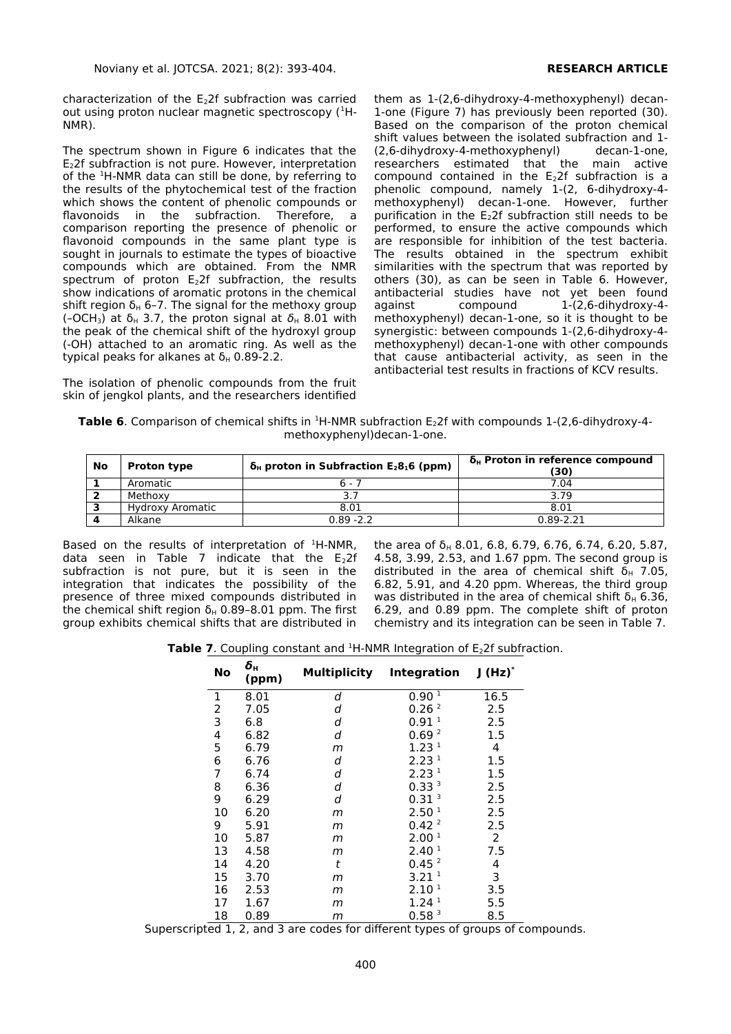characterization of the $E_2$2f subfraction was carried out using proton nuclear magnetic spectroscopy ($^1$H-NMR).

The spectrum shown in Figure 6 indicates that the $E_2$2f subfraction is not pure. However, interpretation of the $^1$H-NMR data can still be done, by referring to the results of the phytochemical test of the fraction which shows the content of phenolic compounds or flavonoids in the subfraction. Therefore, a comparison reporting the presence of phenolic or flavonoid compounds in the same plant type is sought in journals to estimate the types of bioactive compounds which are obtained. From the NMR spectrum of proton $E_2$2f subfraction, the results show indications of aromatic protons in the chemical shift region $\delta_H$ 6–7. The signal for the methoxy group (–$OCH_3$) at $\delta_H$ 3.7, the proton signal at $\delta_H$ 8.01 with the peak of the chemical shift of the hydroxyl group (-OH) attached to an aromatic ring. As well as the typical peaks for alkanes at $\delta_H$ 0.89-2.2.

The isolation of phenolic compounds from the fruit skin of jengkol plants, and the researchers identified them as 1-(2,6-dihydroxy-4-methoxyphenyl) decan-1-one (Figure 7) has previously been reported (30). Based on the comparison of the proton chemical shift values between the isolated subfraction and 1-(2,6-dihydroxy-4-methoxyphenyl) decan-1-one, researchers estimated that the main active compound contained in the $E_2$2f subfraction is a phenolic compound, namely 1-(2, 6-dihydroxy-4-methoxyphenyl) decan-1-one. However, further purification in the $E_2$2f subfraction still needs to be performed, to ensure the active compounds which are responsible for inhibition of the test bacteria. The results obtained in the spectrum exhibit similarities with the spectrum that was reported by others (30), as can be seen in Table 6. However, antibacterial studies have not yet been found against compound 1-(2,6-dihydroxy-4-methoxyphenyl) decan-1-one, so it is thought to be synergistic: between compounds 1-(2,6-dihydroxy-4-methoxyphenyl) decan-1-one with other compounds that cause antibacterial activity, as seen in the antibacterial test results in fractions of KCV results.

**Table 6**. Comparison of chemical shifts in $^1$H-NMR subfraction $E_2$2f with compounds 1-(2,6-dihydroxy-4-methoxyphenyl)decan-1-one.

| No | Proton type | $\delta_H$ proton in Subfraction $E_28_16$ (ppm) | $\delta_H$ Proton in reference compound (30) |
|---|---|---|---|
| 1 | Aromatic | 6 - 7 | 7.04 |
| 2 | Methoxy | 3.7 | 3.79 |
| 3 | Hydroxy Aromatic | 8.01 | 8.01 |
| 4 | Alkane | 0.89 -2.2 | 0.89-2.21 |

Based on the results of interpretation of $^1$H-NMR, data seen in Table 7 indicate that the $E_2$2f subfraction is not pure, but it is seen in the integration that indicates the possibility of the presence of three mixed compounds distributed in the chemical shift region $\delta_H$ 0.89–8.01 ppm. The first group exhibits chemical shifts that are distributed in the area of $\delta_H$ 8.01, 6.8, 6.79, 6.76, 6.74, 6.20, 5.87, 4.58, 3.99, 2.53, and 1.67 ppm. The second group is distributed in the area of chemical shift $\delta_H$ 7.05, 6.82, 5.91, and 4.20 ppm. Whereas, the third group was distributed in the area of chemical shift $\delta_H$ 6.36, 6.29, and 0.89 ppm. The complete shift of proton chemistry and its integration can be seen in Table 7.

**Table 7**. Coupling constant and $^1$H-NMR Integration of $E_2$2f subfraction.

| No | $\delta_H$ (ppm) | Multiplicity | Integration | J (Hz)* |
|---|---|---|---|---|
| 1 | 8.01 | *d* | 0.90 [1] | 16.5 |
| 2 | 7.05 | *d* | 0.26 [2] | 2.5 |
| 3 | 6.8 | *d* | 0.91 [1] | 2.5 |
| 4 | 6.82 | *d* | 0.69 [2] | 1.5 |
| 5 | 6.79 | *m* | 1.23 [1] | 4 |
| 6 | 6.76 | *d* | 2.23 [1] | 1.5 |
| 7 | 6.74 | *d* | 2.23 [1] | 1.5 |
| 8 | 6.36 | *d* | 0.33 [3] | 2.5 |
| 9 | 6.29 | *d* | 0.31 [3] | 2.5 |
| 10 | 6.20 | *m* | 2.50 [1] | 2.5 |
| 9 | 5.91 | *m* | 0.42 [2] | 2.5 |
| 10 | 5.87 | *m* | 2.00 [1] | 2 |
| 13 | 4.58 | *m* | 2.40 [1] | 7.5 |
| 14 | 4.20 | *t* | 0.45 [2] | 4 |
| 15 | 3.70 | *m* | 3.21 [1] | 3 |
| 16 | 2.53 | *m* | 2.10 [1] | 3.5 |
| 17 | 1.67 | *m* | 1.24 [1] | 5.5 |
| 18 | 0.89 | *m* | 0.58 [3] | 8.5 |

Superscripted 1, 2, and 3 are codes for different types of groups of compounds.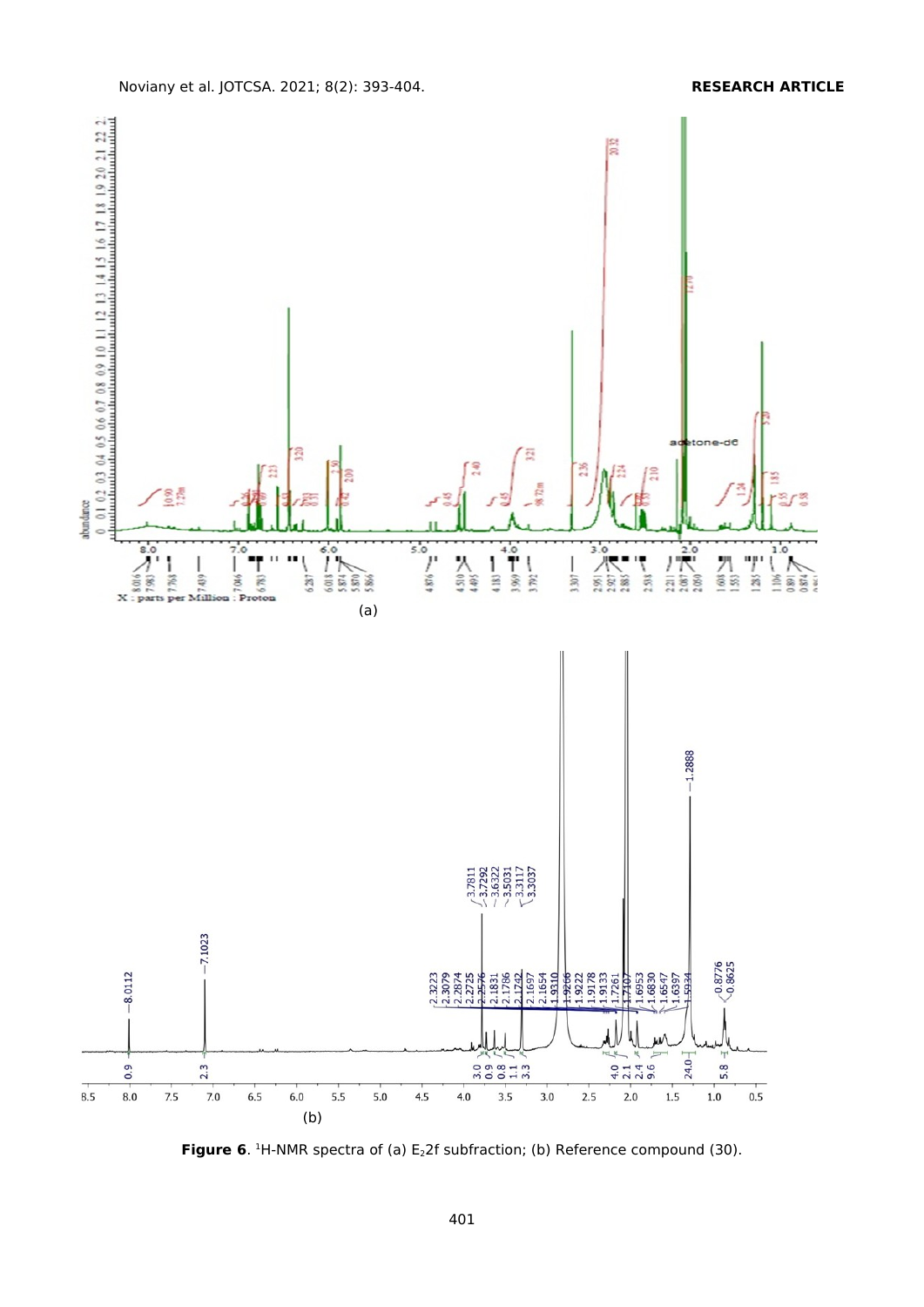**Figure 6**. $^1$H-NMR spectra of (a) $E_22f$ subfraction; (b) Reference compound (30).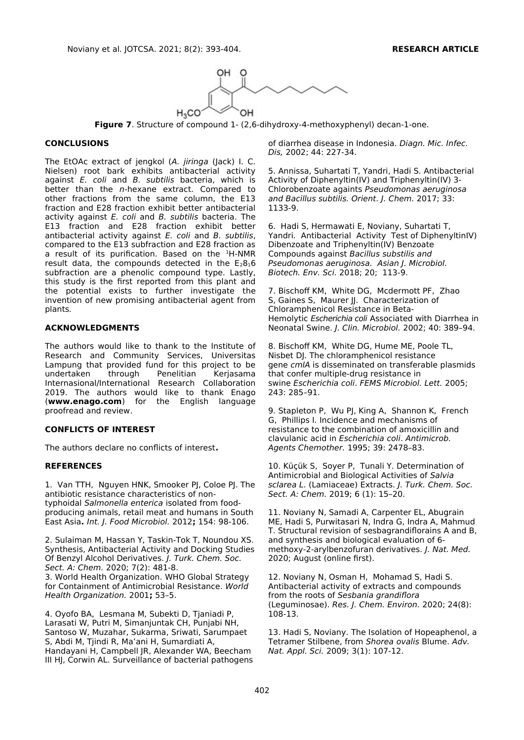**Figure 7**. Structure of compound 1- (2,6-dihydroxy-4-methoxyphenyl) decan-1-one.

## CONCLUSIONS

The EtOAc extract of jengkol (*A. jiringa* (Jack) I. C. Nielsen) root bark exhibits antibacterial activity against *E. coli* and *B. subtilis* bacteria, which is better than the *n*-hexane extract. Compared to other fractions from the same column, the E13 fraction and E28 fraction exhibit better antibacterial activity against *E. coli* and *B. subtilis* bacteria. The E13 fraction and E28 fraction exhibit better antibacterial activity against *E. coli* and *B. subtilis*, compared to the E13 subfraction and E28 fraction as a result of its purification. Based on the $^{1}$H-NMR result data, the compounds detected in the $E_{2}8_{1}6$ subfraction are a phenolic compound type. Lastly, this study is the first reported from this plant and the potential exists to further investigate the invention of new promising antibacterial agent from plants.

## ACKNOWLEDGMENTS

The authors would like to thank to the Institute of Research and Community Services, Universitas Lampung that provided fund for this project to be undertaken through Penelitian Kerjasama Internasional/International Research Collaboration 2019. The authors would like to thank Enago (**www.enago.com**) for the English language proofread and review.

## CONFLICTS OF INTEREST

The authors declare no conflicts of interest**.**

## REFERENCES

1. Van TTH, Nguyen HNK, Smooker PJ, Coloe PJ. The antibiotic resistance characteristics of non-typhoidal *Salmonella enterica* isolated from food-producing animals, retail meat and humans in South East Asia**.** *Int. J. Food Microbiol.* 2012**;** 154: 98-106.

2. Sulaiman M, Hassan Y, Taskin-Tok T, Noundou XS. Synthesis, Antibacterial Activity and Docking Studies Of Benzyl Alcohol Derivatives. *J. Turk. Chem. Soc. Sect. A: Chem.* 2020; 7(2): 481-8.

3. World Health Organization. WHO Global Strategy for Containment of Antimicrobial Resistance. *World Health Organization.* 2001**;** 53–5.

4. Oyofo BA, Lesmana M, Subekti D, Tjaniadi P, Larasati W, Putri M, Simanjuntak CH, Punjabi NH, Santoso W, Muzahar, Sukarma, Sriwati, Sarumpaet S, Abdi M, Tjindi R, Ma'ani H, Sumardiati A, Handayani H, Campbell JR, Alexander WA, Beecham III HJ, Corwin AL. Surveillance of bacterial pathogens of diarrhea disease in Indonesia. *Diagn. Mic. Infec. Dis,* 2002; 44: 227-34.

5. Annissa, Suhartati T, Yandri, Hadi S. Antibacterial Activity of Diphenyltin(IV) and Triphenyltin(IV) 3-Chlorobenzoate againts *Pseudomonas aeruginosa and Bacillus subtilis. Orient. J. Chem.* 2017; 33: 1133-9.

6. Hadi S, Hermawati E, Noviany, Suhartati T, Yandri. Antibacterial Activity Test of DiphenyltinIV) Dibenzoate and Triphenyltin(IV) Benzoate Compounds against *Bacillus substilis and Pseudomonas aeruginosa. Asian J. Microbiol. Biotech. Env. Sci.* 2018; 20; 113-9.

7. Bischoff KM, White DG, Mcdermott PF, Zhao S, Gaines S, Maurer JJ. Characterization of Chloramphenicol Resistance in Beta-Hemolytic *Escherichia coli* Associated with Diarrhea in Neonatal Swine. *J. Clin. Microbiol.* 2002; 40: 389–94.

8. Bischoff KM, White DG, Hume ME, Poole TL, Nisbet DJ. The chloramphenicol resistance gene *cmlA* is disseminated on transferable plasmids that confer multiple-drug resistance in swine *Escherichia coli*. *FEMS Microbiol. Lett.* 2005; 243: 285–91.

9. Stapleton P, Wu PJ, King A, Shannon K, French G, Phillips I. Incidence and mechanisms of resistance to the combination of amoxicillin and clavulanic acid in *Escherichia coli*. *Antimicrob. Agents Chemother.* 1995; 39: 2478–83.

10. Küçük S, Soyer P, Tunali Y. Determination of Antimicrobial and Biological Activities of *Salvia sclarea L.* (Lamiaceae) Extracts. *J. Turk. Chem. Soc. Sect. A: Chem.* 2019; 6 (1): 15–20.

11. Noviany N, Samadi A, Carpenter EL, Abugrain ME, Hadi S, Purwitasari N, Indra G, Indra A, Mahmud T. Structural revision of sesbagrandiflorains A and B, and synthesis and biological evaluation of 6-methoxy-2-arylbenzofuran derivatives. *J. Nat. Med.* 2020; August (online first).

12. Noviany N, Osman H, Mohamad S, Hadi S. Antibacterial activity of extracts and compounds from the roots of *Sesbania grandiflora* (Leguminosae). *Res. J. Chem. Environ.* 2020; 24(8): 108-13.

13. Hadi S, Noviany. The Isolation of Hopeaphenol, a Tetramer Stilbene, from *Shorea ovalis* Blume. *Adv. Nat. Appl. Sci.* 2009; 3(1): 107-12.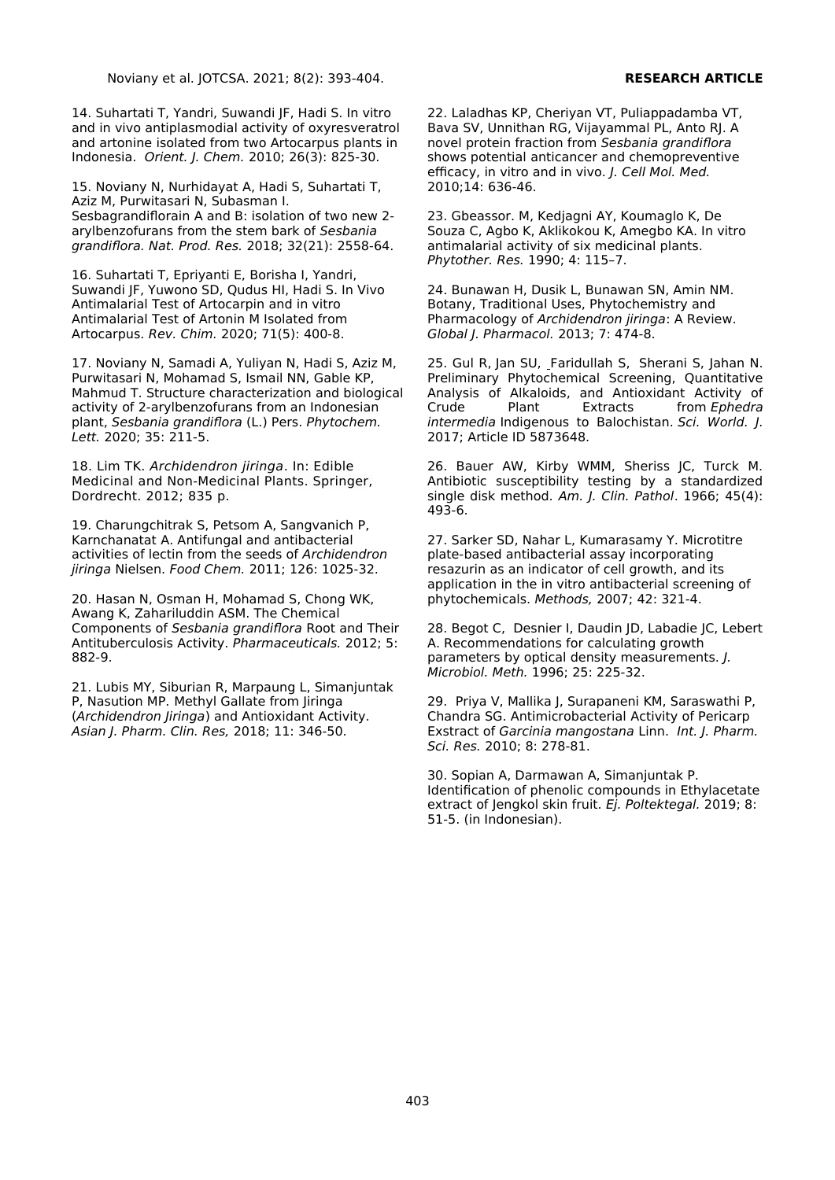14. Suhartati T, Yandri, Suwandi JF, Hadi S. In vitro and in vivo antiplasmodial activity of oxyresveratrol and artonine isolated from two Artocarpus plants in Indonesia. *Orient. J. Chem.* 2010; 26(3): 825-30.

15. Noviany N, Nurhidayat A, Hadi S, Suhartati T, Aziz M, Purwitasari N, Subasman I. Sesbagrandiflorain A and B: isolation of two new 2-arylbenzofurans from the stem bark of *Sesbania grandiflora. Nat. Prod. Res.* 2018; 32(21): 2558-64.

16. Suhartati T, Epriyanti E, Borisha I, Yandri, Suwandi JF, Yuwono SD, Qudus HI, Hadi S. In Vivo Antimalarial Test of Artocarpin and in vitro Antimalarial Test of Artonin M Isolated from Artocarpus. *Rev. Chim.* 2020; 71(5): 400-8.

17. Noviany N, Samadi A, Yuliyan N, Hadi S, Aziz M, Purwitasari N, Mohamad S, Ismail NN, Gable KP, Mahmud T. Structure characterization and biological activity of 2-arylbenzofurans from an Indonesian plant, *Sesbania grandiflora* (L.) Pers. *Phytochem. Lett.* 2020; 35: 211-5.

18. Lim TK. *Archidendron jiringa*. In: Edible Medicinal and Non-Medicinal Plants. Springer, Dordrecht. 2012; 835 p.

19. Charungchitrak S, Petsom A, Sangvanich P, Karnchanatat A. Antifungal and antibacterial activities of lectin from the seeds of *Archidendron jiringa* Nielsen. *Food Chem.* 2011; 126: 1025-32.

20. Hasan N, Osman H, Mohamad S, Chong WK, Awang K, Zahariluddin ASM. The Chemical Components of *Sesbania grandiflora* Root and Their Antituberculosis Activity. *Pharmaceuticals.* 2012; 5: 882-9.

21. Lubis MY, Siburian R, Marpaung L, Simanjuntak P, Nasution MP. Methyl Gallate from Jiringa (*Archidendron Jiringa*) and Antioxidant Activity. *Asian J. Pharm. Clin. Res,* 2018; 11: 346-50.

22. Laladhas KP, Cheriyan VT, Puliappadamba VT, Bava SV, Unnithan RG, Vijayammal PL, Anto RJ. A novel protein fraction from *Sesbania grandiflora* shows potential anticancer and chemopreventive efficacy, in vitro and in vivo. *J. Cell Mol. Med.* 2010;14: 636-46.

23. Gbeassor. M, Kedjagni AY, Koumaglo K, De Souza C, Agbo K, Aklikokou K, Amegbo KA. In vitro antimalarial activity of six medicinal plants. *Phytother. Res.* 1990; 4: 115–7.

24. Bunawan H, Dusik L, Bunawan SN, Amin NM. Botany, Traditional Uses, Phytochemistry and Pharmacology of *Archidendron jiringa*: A Review. *Global J. Pharmacol.* 2013; 7: 474-8.

25. Gul R, Jan SU, Faridullah S, Sherani S, Jahan N. Preliminary Phytochemical Screening, Quantitative Analysis of Alkaloids, and Antioxidant Activity of Crude Plant Extracts from *Ephedra intermedia* Indigenous to Balochistan. *Sci. World. J.* 2017; Article ID 5873648.

26. Bauer AW, Kirby WMM, Sheriss JC, Turck M. Antibiotic susceptibility testing by a standardized single disk method. *Am. J. Clin. Pathol*. 1966; 45(4): 493-6.

27. Sarker SD, Nahar L, Kumarasamy Y. Microtitre plate-based antibacterial assay incorporating resazurin as an indicator of cell growth, and its application in the in vitro antibacterial screening of phytochemicals. *Methods,* 2007; 42: 321-4.

28. Begot C, Desnier I, Daudin JD, Labadie JC, Lebert A. Recommendations for calculating growth parameters by optical density measurements. *J. Microbiol. Meth.* 1996; 25: 225-32.

29. Priya V, Mallika J, Surapaneni KM, Saraswathi P, Chandra SG. Antimicrobacterial Activity of Pericarp Exstract of *Garcinia mangostana* Linn. *Int. J. Pharm. Sci. Res.* 2010; 8: 278-81.

30. Sopian A, Darmawan A, Simanjuntak P. Identification of phenolic compounds in Ethylacetate extract of Jengkol skin fruit. *Ej. Poltektegal.* 2019; 8: 51-5. (in Indonesian).